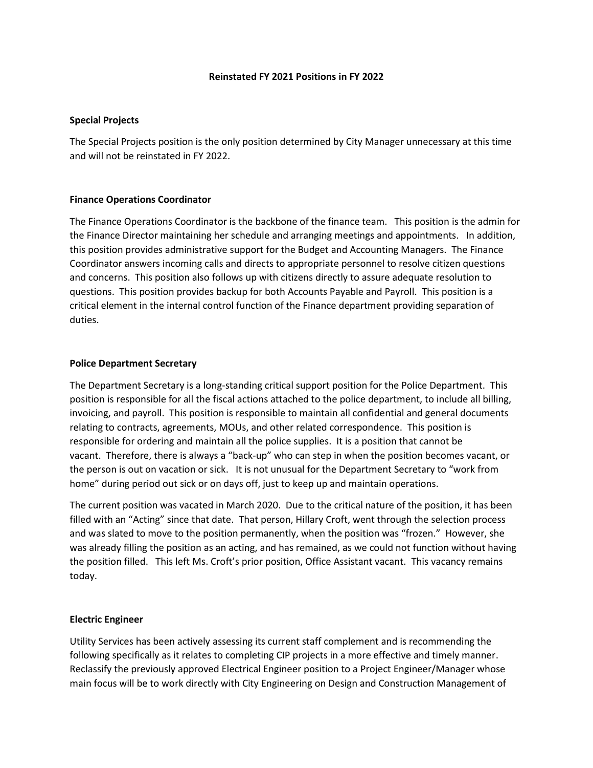# Reinstated FY 2021 Positions in FY 2022

## Special Projects

The Special Projects position is the only position determined by City Manager unnecessary at this time and will not be reinstated in FY 2022.

## Finance Operations Coordinator

The Finance Operations Coordinator is the backbone of the finance team. This position is the admin for the Finance Director maintaining her schedule and arranging meetings and appointments. In addition, this position provides administrative support for the Budget and Accounting Managers. The Finance Coordinator answers incoming calls and directs to appropriate personnel to resolve citizen questions and concerns. This position also follows up with citizens directly to assure adequate resolution to questions. This position provides backup for both Accounts Payable and Payroll. This position is a critical element in the internal control function of the Finance department providing separation of duties.

## Police Department Secretary

The Department Secretary is a long-standing critical support position for the Police Department. This position is responsible for all the fiscal actions attached to the police department, to include all billing, invoicing, and payroll. This position is responsible to maintain all confidential and general documents relating to contracts, agreements, MOUs, and other related correspondence. This position is responsible for ordering and maintain all the police supplies. It is a position that cannot be vacant. Therefore, there is always a "back-up" who can step in when the position becomes vacant, or the person is out on vacation or sick. It is not unusual for the Department Secretary to "work from home" during period out sick or on days off, just to keep up and maintain operations.

The current position was vacated in March 2020. Due to the critical nature of the position, it has been filled with an "Acting" since that date. That person, Hillary Croft, went through the selection process and was slated to move to the position permanently, when the position was "frozen." However, she was already filling the position as an acting, and has remained, as we could not function without having the position filled. This left Ms. Croft's prior position, Office Assistant vacant. This vacancy remains today.

## Electric Engineer

Utility Services has been actively assessing its current staff complement and is recommending the following specifically as it relates to completing CIP projects in a more effective and timely manner. Reclassify the previously approved Electrical Engineer position to a Project Engineer/Manager whose main focus will be to work directly with City Engineering on Design and Construction Management of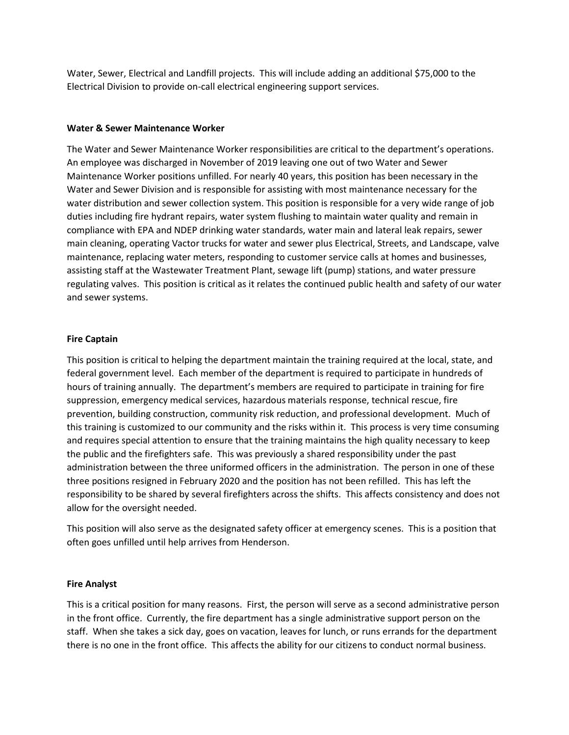Water, Sewer, Electrical and Landfill projects. This will include adding an additional $75,000 to the Electrical Division to provide on-call electrical engineering support services.

**Water & Sewer Maintenance Worker**

The Water and Sewer Maintenance Worker responsibilities are critical to the department's operations. An employee was discharged in November of 2019 leaving one out of two Water and Sewer Maintenance Worker positions unfilled. For nearly 40 years, this position has been necessary in the Water and Sewer Division and is responsible for assisting with most maintenance necessary for the water distribution and sewer collection system. This position is responsible for a very wide range of job duties including fire hydrant repairs, water system flushing to maintain water quality and remain in compliance with EPA and NDEP drinking water standards, water main and lateral leak repairs, sewer main cleaning, operating Vactor trucks for water and sewer plus Electrical, Streets, and Landscape, valve maintenance, replacing water meters, responding to customer service calls at homes and businesses, assisting staff at the Wastewater Treatment Plant, sewage lift (pump) stations, and water pressure regulating valves. This position is critical as it relates the continued public health and safety of our water and sewer systems.

**Fire Captain**

This position is critical to helping the department maintain the training required at the local, state, and federal government level. Each member of the department is required to participate in hundreds of hours of training annually. The department's members are required to participate in training for fire suppression, emergency medical services, hazardous materials response, technical rescue, fire prevention, building construction, community risk reduction, and professional development. Much of this training is customized to our community and the risks within it. This process is very time consuming and requires special attention to ensure that the training maintains the high quality necessary to keep the public and the firefighters safe. This was previously a shared responsibility under the past administration between the three uniformed officers in the administration. The person in one of these three positions resigned in February 2020 and the position has not been refilled. This has left the responsibility to be shared by several firefighters across the shifts. This affects consistency and does not allow for the oversight needed.

This position will also serve as the designated safety officer at emergency scenes. This is a position that often goes unfilled until help arrives from Henderson.

**Fire Analyst**

This is a critical position for many reasons. First, the person will serve as a second administrative person in the front office. Currently, the fire department has a single administrative support person on the staff. When she takes a sick day, goes on vacation, leaves for lunch, or runs errands for the department there is no one in the front office. This affects the ability for our citizens to conduct normal business.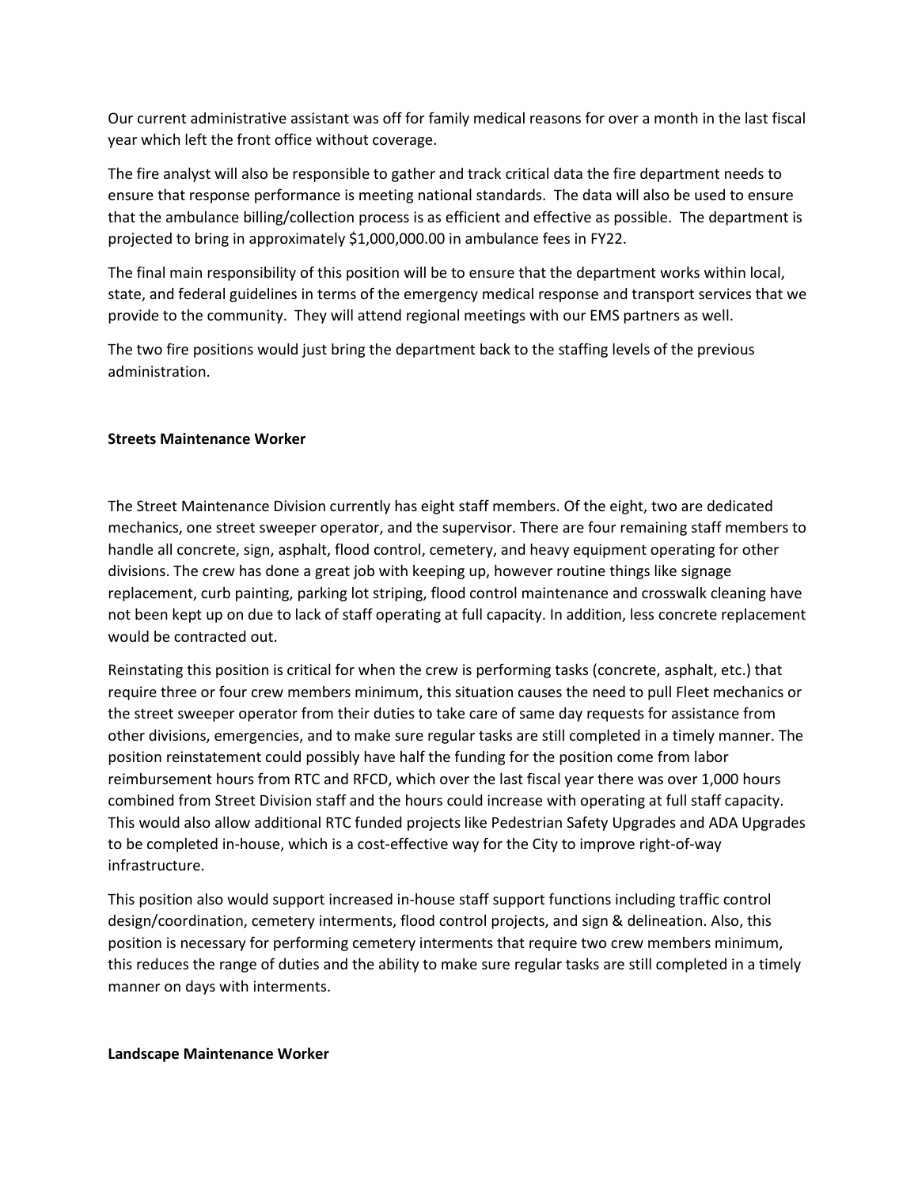Our current administrative assistant was off for family medical reasons for over a month in the last fiscal year which left the front office without coverage.

The fire analyst will also be responsible to gather and track critical data the fire department needs to ensure that response performance is meeting national standards. The data will also be used to ensure that the ambulance billing/collection process is as efficient and effective as possible. The department is projected to bring in approximately $1,000,000.00 in ambulance fees in FY22.

The final main responsibility of this position will be to ensure that the department works within local, state, and federal guidelines in terms of the emergency medical response and transport services that we provide to the community. They will attend regional meetings with our EMS partners as well.

The two fire positions would just bring the department back to the staffing levels of the previous administration.

**Streets Maintenance Worker**

The Street Maintenance Division currently has eight staff members. Of the eight, two are dedicated mechanics, one street sweeper operator, and the supervisor. There are four remaining staff members to handle all concrete, sign, asphalt, flood control, cemetery, and heavy equipment operating for other divisions. The crew has done a great job with keeping up, however routine things like signage replacement, curb painting, parking lot striping, flood control maintenance and crosswalk cleaning have not been kept up on due to lack of staff operating at full capacity. In addition, less concrete replacement would be contracted out.

Reinstating this position is critical for when the crew is performing tasks (concrete, asphalt, etc.) that require three or four crew members minimum, this situation causes the need to pull Fleet mechanics or the street sweeper operator from their duties to take care of same day requests for assistance from other divisions, emergencies, and to make sure regular tasks are still completed in a timely manner. The position reinstatement could possibly have half the funding for the position come from labor reimbursement hours from RTC and RFCD, which over the last fiscal year there was over 1,000 hours combined from Street Division staff and the hours could increase with operating at full staff capacity. This would also allow additional RTC funded projects like Pedestrian Safety Upgrades and ADA Upgrades to be completed in-house, which is a cost-effective way for the City to improve right-of-way infrastructure.

This position also would support increased in-house staff support functions including traffic control design/coordination, cemetery interments, flood control projects, and sign & delineation. Also, this position is necessary for performing cemetery interments that require two crew members minimum, this reduces the range of duties and the ability to make sure regular tasks are still completed in a timely manner on days with interments.

**Landscape Maintenance Worker**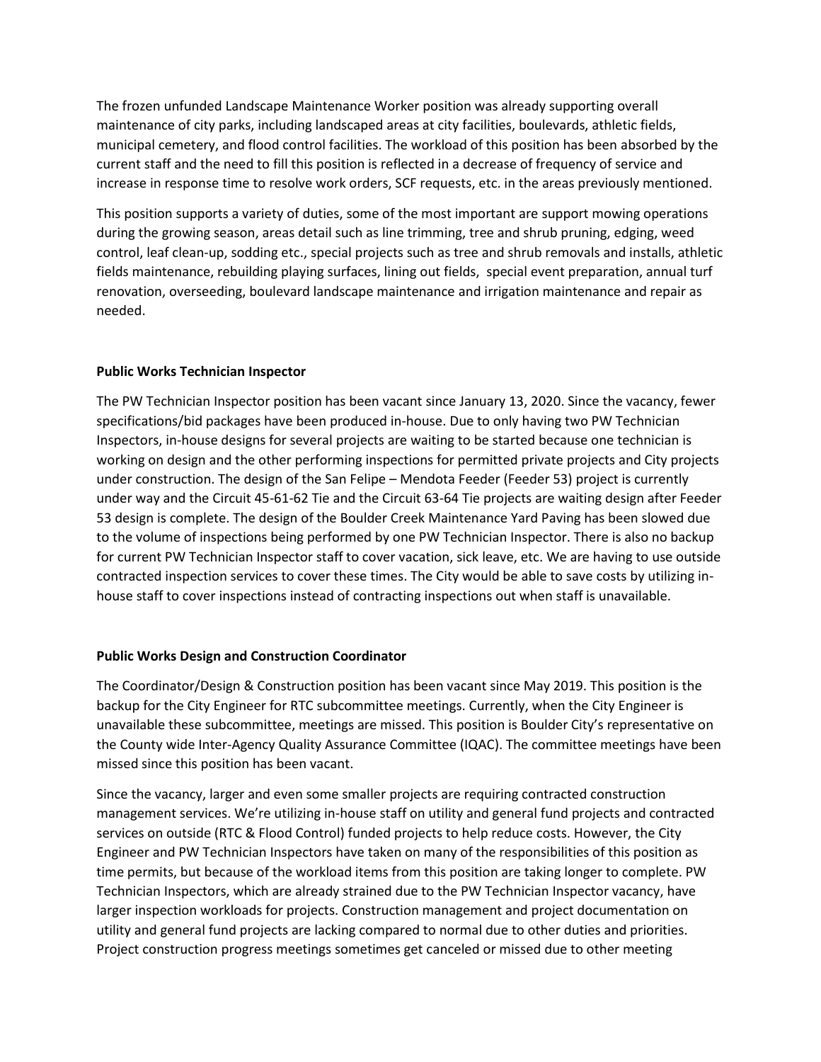The frozen unfunded Landscape Maintenance Worker position was already supporting overall maintenance of city parks, including landscaped areas at city facilities, boulevards, athletic fields, municipal cemetery, and flood control facilities. The workload of this position has been absorbed by the current staff and the need to fill this position is reflected in a decrease of frequency of service and increase in response time to resolve work orders, SCF requests, etc. in the areas previously mentioned.

This position supports a variety of duties, some of the most important are support mowing operations during the growing season, areas detail such as line trimming, tree and shrub pruning, edging, weed control, leaf clean-up, sodding etc., special projects such as tree and shrub removals and installs, athletic fields maintenance, rebuilding playing surfaces, lining out fields, special event preparation, annual turf renovation, overseeding, boulevard landscape maintenance and irrigation maintenance and repair as needed.

**Public Works Technician Inspector**

The PW Technician Inspector position has been vacant since January 13, 2020. Since the vacancy, fewer specifications/bid packages have been produced in-house. Due to only having two PW Technician Inspectors, in-house designs for several projects are waiting to be started because one technician is working on design and the other performing inspections for permitted private projects and City projects under construction. The design of the San Felipe – Mendota Feeder (Feeder 53) project is currently under way and the Circuit 45-61-62 Tie and the Circuit 63-64 Tie projects are waiting design after Feeder 53 design is complete. The design of the Boulder Creek Maintenance Yard Paving has been slowed due to the volume of inspections being performed by one PW Technician Inspector. There is also no backup for current PW Technician Inspector staff to cover vacation, sick leave, etc. We are having to use outside contracted inspection services to cover these times. The City would be able to save costs by utilizing in-house staff to cover inspections instead of contracting inspections out when staff is unavailable.

**Public Works Design and Construction Coordinator**

The Coordinator/Design & Construction position has been vacant since May 2019. This position is the backup for the City Engineer for RTC subcommittee meetings. Currently, when the City Engineer is unavailable these subcommittee, meetings are missed. This position is Boulder City's representative on the County wide Inter-Agency Quality Assurance Committee (IQAC). The committee meetings have been missed since this position has been vacant.

Since the vacancy, larger and even some smaller projects are requiring contracted construction management services. We're utilizing in-house staff on utility and general fund projects and contracted services on outside (RTC & Flood Control) funded projects to help reduce costs. However, the City Engineer and PW Technician Inspectors have taken on many of the responsibilities of this position as time permits, but because of the workload items from this position are taking longer to complete. PW Technician Inspectors, which are already strained due to the PW Technician Inspector vacancy, have larger inspection workloads for projects. Construction management and project documentation on utility and general fund projects are lacking compared to normal due to other duties and priorities. Project construction progress meetings sometimes get canceled or missed due to other meeting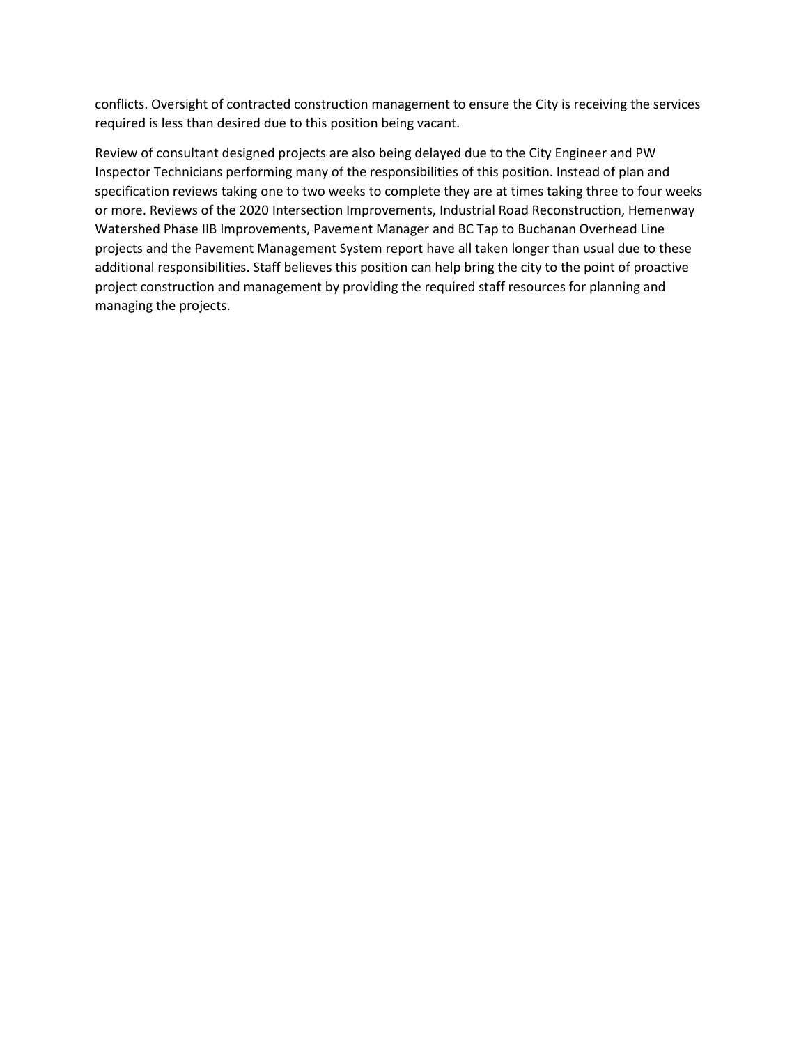conflicts. Oversight of contracted construction management to ensure the City is receiving the services required is less than desired due to this position being vacant.

Review of consultant designed projects are also being delayed due to the City Engineer and PW Inspector Technicians performing many of the responsibilities of this position. Instead of plan and specification reviews taking one to two weeks to complete they are at times taking three to four weeks or more. Reviews of the 2020 Intersection Improvements, Industrial Road Reconstruction, Hemenway Watershed Phase IIB Improvements, Pavement Manager and BC Tap to Buchanan Overhead Line projects and the Pavement Management System report have all taken longer than usual due to these additional responsibilities. Staff believes this position can help bring the city to the point of proactive project construction and management by providing the required staff resources for planning and managing the projects.